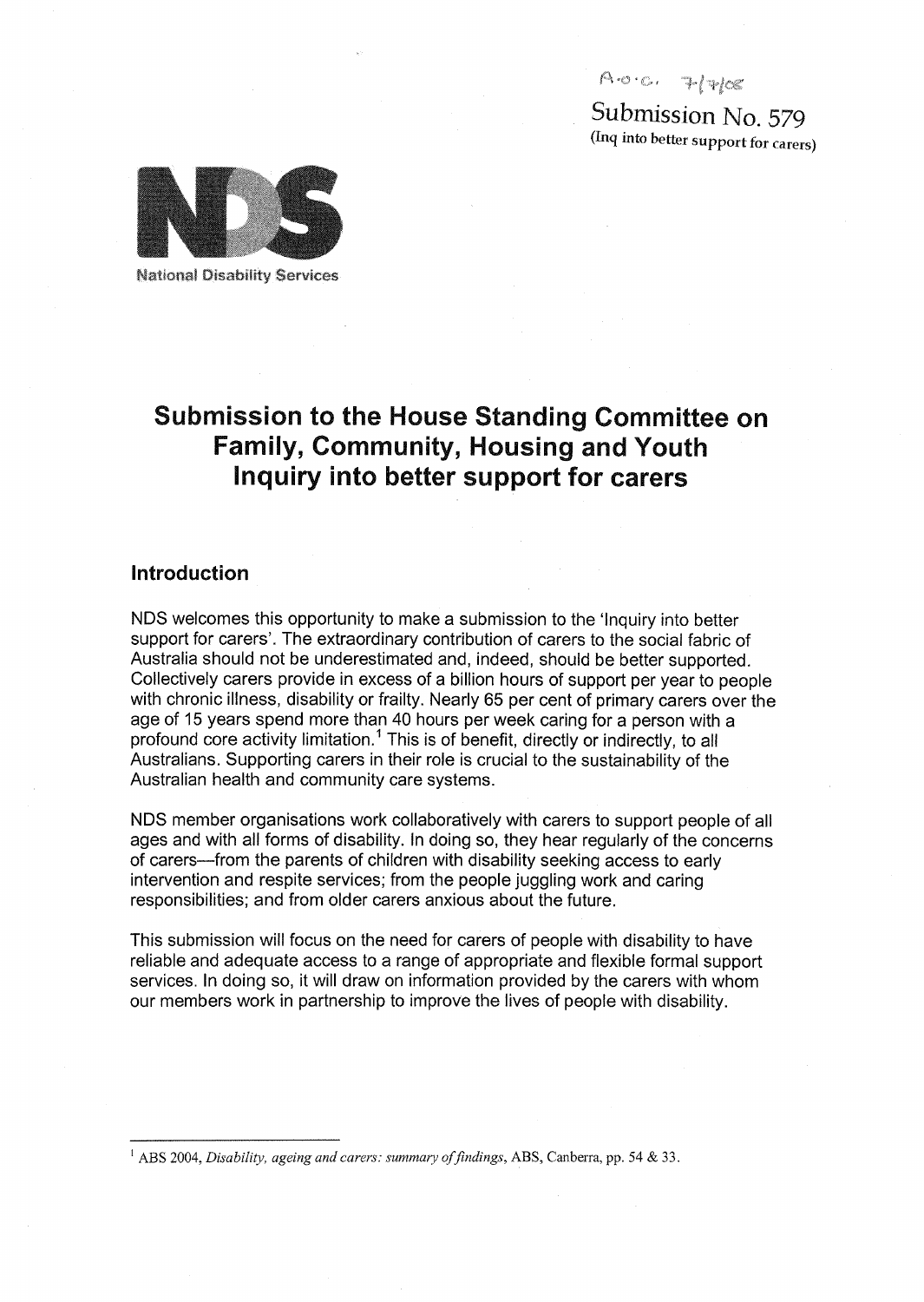A.o.c. 7/7/08

Submission No. 579
(Inq into better support for carers)

National Disability Services

# Submission to the House Standing Committee on Family, Community, Housing and Youth Inquiry into better support for carers

## Introduction

NDS welcomes this opportunity to make a submission to the 'Inquiry into better support for carers'. The extraordinary contribution of carers to the social fabric of Australia should not be underestimated and, indeed, should be better supported. Collectively carers provide in excess of a billion hours of support per year to people with chronic illness, disability or frailty. Nearly 65 per cent of primary carers over the age of 15 years spend more than 40 hours per week caring for a person with a profound core activity limitation.[1] This is of benefit, directly or indirectly, to all Australians. Supporting carers in their role is crucial to the sustainability of the Australian health and community care systems.

NDS member organisations work collaboratively with carers to support people of all ages and with all forms of disability. In doing so, they hear regularly of the concerns of carers—from the parents of children with disability seeking access to early intervention and respite services; from the people juggling work and caring responsibilities; and from older carers anxious about the future.

This submission will focus on the need for carers of people with disability to have reliable and adequate access to a range of appropriate and flexible formal support services. In doing so, it will draw on information provided by the carers with whom our members work in partnership to improve the lives of people with disability.

---

[1] ABS 2004, *Disability, ageing and carers: summary of findings*, ABS, Canberra, pp. 54 & 33.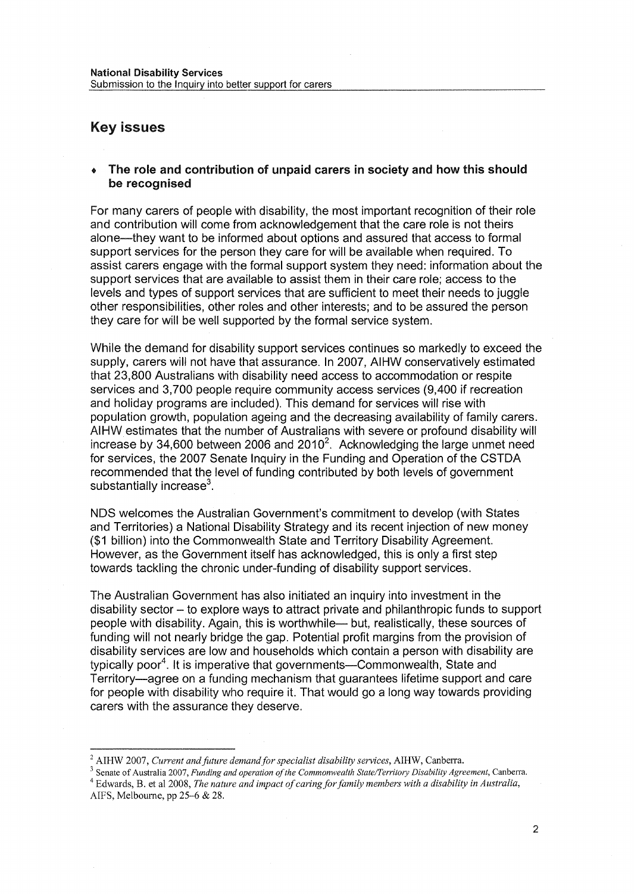## Key issues

- **The role and contribution of unpaid carers in society and how this should be recognised**

For many carers of people with disability, the most important recognition of their role and contribution will come from acknowledgement that the care role is not theirs alone—they want to be informed about options and assured that access to formal support services for the person they care for will be available when required. To assist carers engage with the formal support system they need: information about the support services that are available to assist them in their care role; access to the levels and types of support services that are sufficient to meet their needs to juggle other responsibilities, other roles and other interests; and to be assured the person they care for will be well supported by the formal service system.

While the demand for disability support services continues so markedly to exceed the supply, carers will not have that assurance. In 2007, AIHW conservatively estimated that 23,800 Australians with disability need access to accommodation or respite services and 3,700 people require community access services (9,400 if recreation and holiday programs are included). This demand for services will rise with population growth, population ageing and the decreasing availability of family carers. AIHW estimates that the number of Australians with severe or profound disability will increase by 34,600 between 2006 and 2010[2]. Acknowledging the large unmet need for services, the 2007 Senate Inquiry in the Funding and Operation of the CSTDA recommended that the level of funding contributed by both levels of government substantially increase[3].

NDS welcomes the Australian Government's commitment to develop (with States and Territories) a National Disability Strategy and its recent injection of new money ($1 billion) into the Commonwealth State and Territory Disability Agreement. However, as the Government itself has acknowledged, this is only a first step towards tackling the chronic under-funding of disability support services.

The Australian Government has also initiated an inquiry into investment in the disability sector – to explore ways to attract private and philanthropic funds to support people with disability. Again, this is worthwhile— but, realistically, these sources of funding will not nearly bridge the gap. Potential profit margins from the provision of disability services are low and households which contain a person with disability are typically poor[4]. It is imperative that governments—Commonwealth, State and Territory—agree on a funding mechanism that guarantees lifetime support and care for people with disability who require it. That would go a long way towards providing carers with the assurance they deserve.

---

[2] AIHW 2007, *Current and future demand for specialist disability services*, AIHW, Canberra.

[3] Senate of Australia 2007, *Funding and operation of the Commonwealth State/Territory Disability Agreement*, Canberra.

[4] Edwards, B. et al 2008, *The nature and impact of caring for family members with a disability in Australia*, AIFS, Melbourne, pp 25–6 & 28.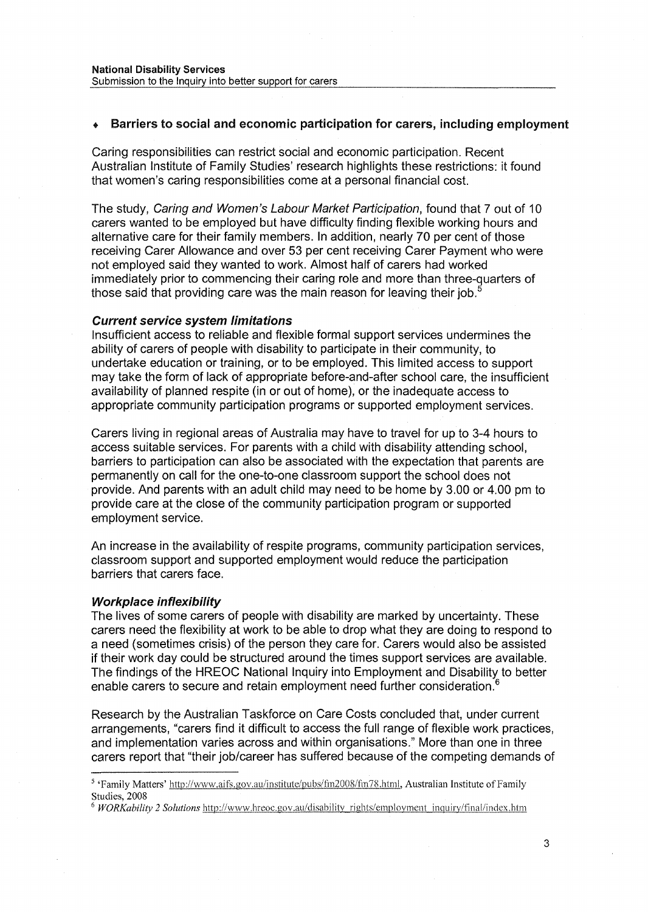## ♦ Barriers to social and economic participation for carers, including employment

Caring responsibilities can restrict social and economic participation. Recent Australian Institute of Family Studies' research highlights these restrictions: it found that women's caring responsibilities come at a personal financial cost.

The study, *Caring and Women's Labour Market Participation*, found that 7 out of 10 carers wanted to be employed but have difficulty finding flexible working hours and alternative care for their family members. In addition, nearly 70 per cent of those receiving Carer Allowance and over 53 per cent receiving Carer Payment who were not employed said they wanted to work. Almost half of carers had worked immediately prior to commencing their caring role and more than three-quarters of those said that providing care was the main reason for leaving their job.[5]

### *Current service system limitations*

Insufficient access to reliable and flexible formal support services undermines the ability of carers of people with disability to participate in their community, to undertake education or training, or to be employed. This limited access to support may take the form of lack of appropriate before-and-after school care, the insufficient availability of planned respite (in or out of home), or the inadequate access to appropriate community participation programs or supported employment services.

Carers living in regional areas of Australia may have to travel for up to 3-4 hours to access suitable services. For parents with a child with disability attending school, barriers to participation can also be associated with the expectation that parents are permanently on call for the one-to-one classroom support the school does not provide. And parents with an adult child may need to be home by 3.00 or 4.00 pm to provide care at the close of the community participation program or supported employment service.

An increase in the availability of respite programs, community participation services, classroom support and supported employment would reduce the participation barriers that carers face.

### *Workplace inflexibility*

The lives of some carers of people with disability are marked by uncertainty. These carers need the flexibility at work to be able to drop what they are doing to respond to a need (sometimes crisis) of the person they care for. Carers would also be assisted if their work day could be structured around the times support services are available. The findings of the HREOC National Inquiry into Employment and Disability to better enable carers to secure and retain employment need further consideration.[6]

Research by the Australian Taskforce on Care Costs concluded that, under current arrangements, "carers find it difficult to access the full range of flexible work practices, and implementation varies across and within organisations." More than one in three carers report that "their job/career has suffered because of the competing demands of

---

[5] 'Family Matters' http://www.aifs.gov.au/institute/pubs/fm2008/fm78.html, Australian Institute of Family Studies, 2008

[6] *WORKability 2 Solutions* http://www.hreoc.gov.au/disability_rights/employment_inquiry/final/index.htm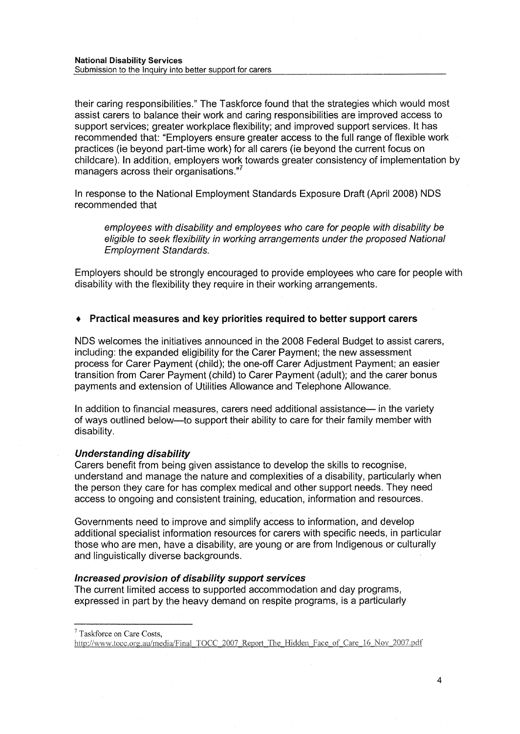their caring responsibilities." The Taskforce found that the strategies which would most assist carers to balance their work and caring responsibilities are improved access to support services; greater workplace flexibility; and improved support services. It has recommended that: "Employers ensure greater access to the full range of flexible work practices (ie beyond part-time work) for all carers (ie beyond the current focus on childcare). In addition, employers work towards greater consistency of implementation by managers across their organisations."[7]

In response to the National Employment Standards Exposure Draft (April 2008) NDS recommended that

> *employees with disability and employees who care for people with disability be eligible to seek flexibility in working arrangements under the proposed National Employment Standards.*

Employers should be strongly encouraged to provide employees who care for people with disability with the flexibility they require in their working arrangements.

## ♦ Practical measures and key priorities required to better support carers

NDS welcomes the initiatives announced in the 2008 Federal Budget to assist carers, including: the expanded eligibility for the Carer Payment; the new assessment process for Carer Payment (child); the one-off Carer Adjustment Payment; an easier transition from Carer Payment (child) to Carer Payment (adult); and the carer bonus payments and extension of Utilities Allowance and Telephone Allowance.

In addition to financial measures, carers need additional assistance— in the variety of ways outlined below—to support their ability to care for their family member with disability.

### *Understanding disability*

Carers benefit from being given assistance to develop the skills to recognise, understand and manage the nature and complexities of a disability, particularly when the person they care for has complex medical and other support needs. They need access to ongoing and consistent training, education, information and resources.

Governments need to improve and simplify access to information, and develop additional specialist information resources for carers with specific needs, in particular those who are men, have a disability, are young or are from Indigenous or culturally and linguistically diverse backgrounds.

### *Increased provision of disability support services*

The current limited access to supported accommodation and day programs, expressed in part by the heavy demand on respite programs, is a particularly

---

[7] Taskforce on Care Costs, http://www.tocc.org.au/media/Final_TOCC_2007_Report_The_Hidden_Face_of_Care_16_Nov_2007.pdf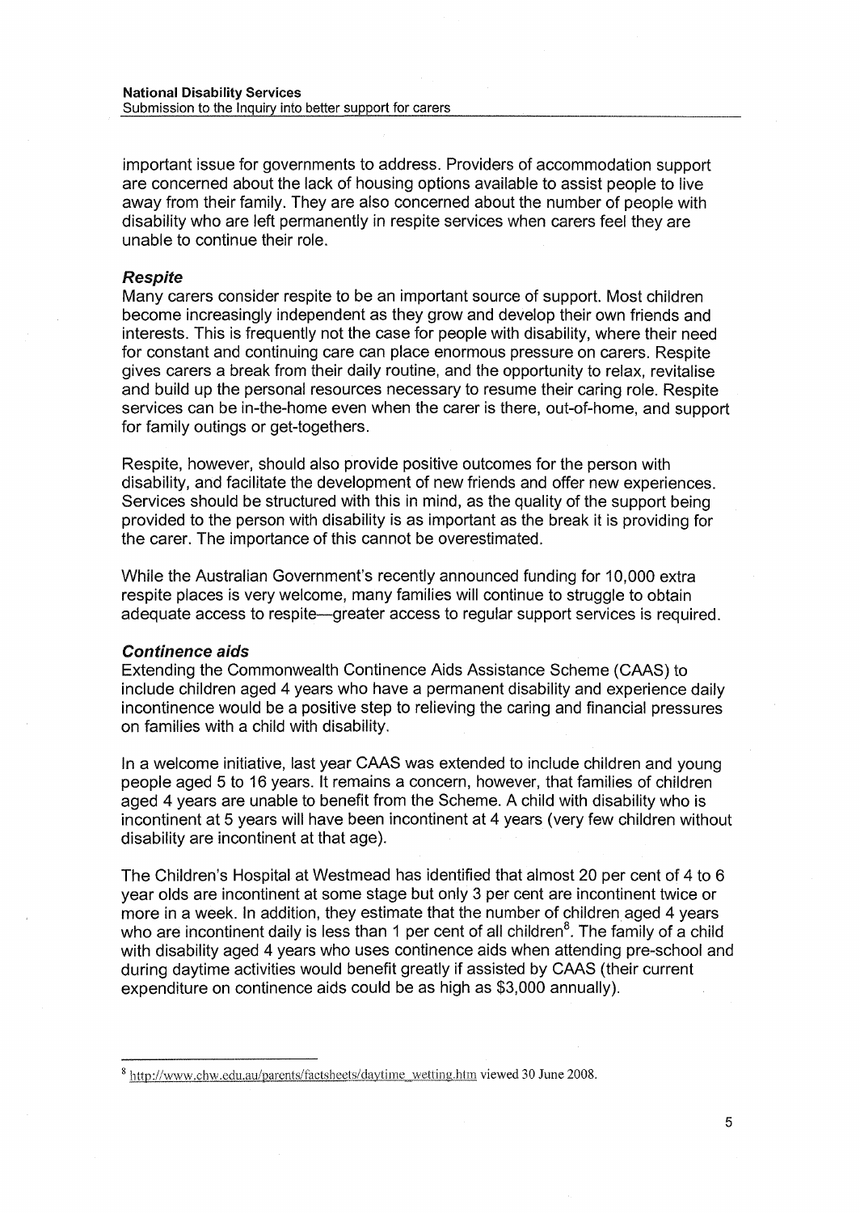important issue for governments to address. Providers of accommodation support are concerned about the lack of housing options available to assist people to live away from their family. They are also concerned about the number of people with disability who are left permanently in respite services when carers feel they are unable to continue their role.

### *Respite*

Many carers consider respite to be an important source of support. Most children become increasingly independent as they grow and develop their own friends and interests. This is frequently not the case for people with disability, where their need for constant and continuing care can place enormous pressure on carers. Respite gives carers a break from their daily routine, and the opportunity to relax, revitalise and build up the personal resources necessary to resume their caring role. Respite services can be in-the-home even when the carer is there, out-of-home, and support for family outings or get-togethers.

Respite, however, should also provide positive outcomes for the person with disability, and facilitate the development of new friends and offer new experiences. Services should be structured with this in mind, as the quality of the support being provided to the person with disability is as important as the break it is providing for the carer. The importance of this cannot be overestimated.

While the Australian Government's recently announced funding for 10,000 extra respite places is very welcome, many families will continue to struggle to obtain adequate access to respite—greater access to regular support services is required.

### *Continence aids*

Extending the Commonwealth Continence Aids Assistance Scheme (CAAS) to include children aged 4 years who have a permanent disability and experience daily incontinence would be a positive step to relieving the caring and financial pressures on families with a child with disability.

In a welcome initiative, last year CAAS was extended to include children and young people aged 5 to 16 years. It remains a concern, however, that families of children aged 4 years are unable to benefit from the Scheme. A child with disability who is incontinent at 5 years will have been incontinent at 4 years (very few children without disability are incontinent at that age).

The Children's Hospital at Westmead has identified that almost 20 per cent of 4 to 6 year olds are incontinent at some stage but only 3 per cent are incontinent twice or more in a week. In addition, they estimate that the number of children aged 4 years who are incontinent daily is less than 1 per cent of all children[8]. The family of a child with disability aged 4 years who uses continence aids when attending pre-school and during daytime activities would benefit greatly if assisted by CAAS (their current expenditure on continence aids could be as high as $3,000 annually).

---

[8] http://www.chw.edu.au/parents/factsheets/daytime_wetting.htm viewed 30 June 2008.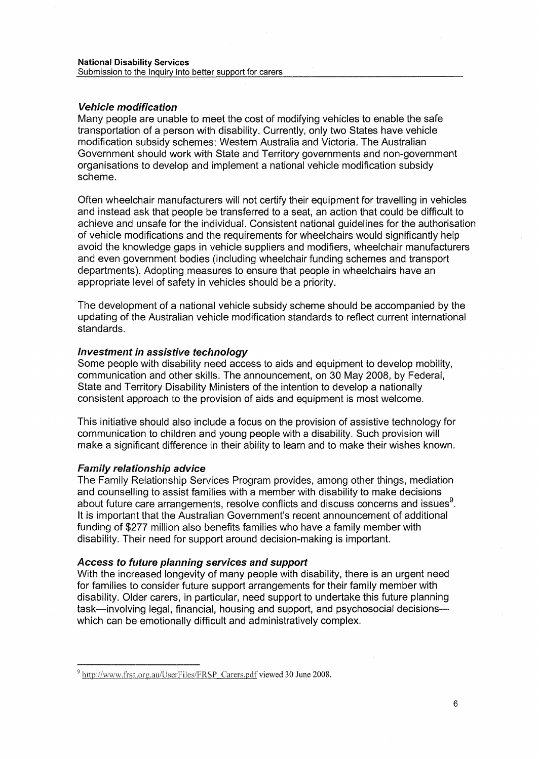### *Vehicle modification*

Many people are unable to meet the cost of modifying vehicles to enable the safe transportation of a person with disability. Currently, only two States have vehicle modification subsidy schemes: Western Australia and Victoria. The Australian Government should work with State and Territory governments and non-government organisations to develop and implement a national vehicle modification subsidy scheme.

Often wheelchair manufacturers will not certify their equipment for travelling in vehicles and instead ask that people be transferred to a seat, an action that could be difficult to achieve and unsafe for the individual. Consistent national guidelines for the authorisation of vehicle modifications and the requirements for wheelchairs would significantly help avoid the knowledge gaps in vehicle suppliers and modifiers, wheelchair manufacturers and even government bodies (including wheelchair funding schemes and transport departments). Adopting measures to ensure that people in wheelchairs have an appropriate level of safety in vehicles should be a priority.

The development of a national vehicle subsidy scheme should be accompanied by the updating of the Australian vehicle modification standards to reflect current international standards.

### *Investment in assistive technology*

Some people with disability need access to aids and equipment to develop mobility, communication and other skills. The announcement, on 30 May 2008, by Federal, State and Territory Disability Ministers of the intention to develop a nationally consistent approach to the provision of aids and equipment is most welcome.

This initiative should also include a focus on the provision of assistive technology for communication to children and young people with a disability. Such provision will make a significant difference in their ability to learn and to make their wishes known.

### *Family relationship advice*

The Family Relationship Services Program provides, among other things, mediation and counselling to assist families with a member with disability to make decisions about future care arrangements, resolve conflicts and discuss concerns and issues[9]. It is important that the Australian Government's recent announcement of additional funding of $277 million also benefits families who have a family member with disability. Their need for support around decision-making is important.

### *Access to future planning services and support*

With the increased longevity of many people with disability, there is an urgent need for families to consider future support arrangements for their family member with disability. Older carers, in particular, need support to undertake this future planning task—involving legal, financial, housing and support, and psychosocial decisions—which can be emotionally difficult and administratively complex.

---

[9] http://www.frsa.org.au/UserFiles/FRSP_Carers.pdf viewed 30 June 2008.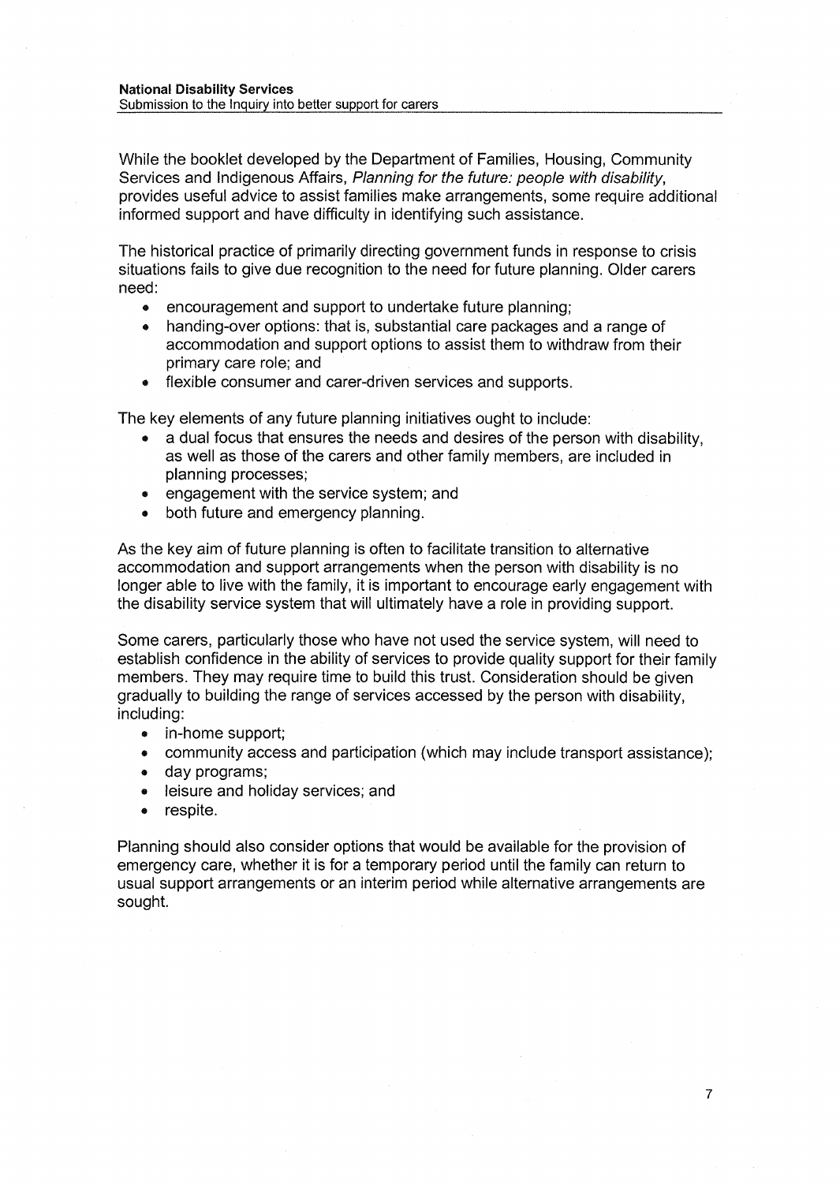While the booklet developed by the Department of Families, Housing, Community Services and Indigenous Affairs, *Planning for the future: people with disability*, provides useful advice to assist families make arrangements, some require additional informed support and have difficulty in identifying such assistance.

The historical practice of primarily directing government funds in response to crisis situations fails to give due recognition to the need for future planning. Older carers need:

- encouragement and support to undertake future planning;
- handing-over options: that is, substantial care packages and a range of accommodation and support options to assist them to withdraw from their primary care role; and
- flexible consumer and carer-driven services and supports.

The key elements of any future planning initiatives ought to include:

- a dual focus that ensures the needs and desires of the person with disability, as well as those of the carers and other family members, are included in planning processes;
- engagement with the service system; and
- both future and emergency planning.

As the key aim of future planning is often to facilitate transition to alternative accommodation and support arrangements when the person with disability is no longer able to live with the family, it is important to encourage early engagement with the disability service system that will ultimately have a role in providing support.

Some carers, particularly those who have not used the service system, will need to establish confidence in the ability of services to provide quality support for their family members. They may require time to build this trust. Consideration should be given gradually to building the range of services accessed by the person with disability, including:

- in-home support;
- community access and participation (which may include transport assistance);
- day programs;
- leisure and holiday services; and
- respite.

Planning should also consider options that would be available for the provision of emergency care, whether it is for a temporary period until the family can return to usual support arrangements or an interim period while alternative arrangements are sought.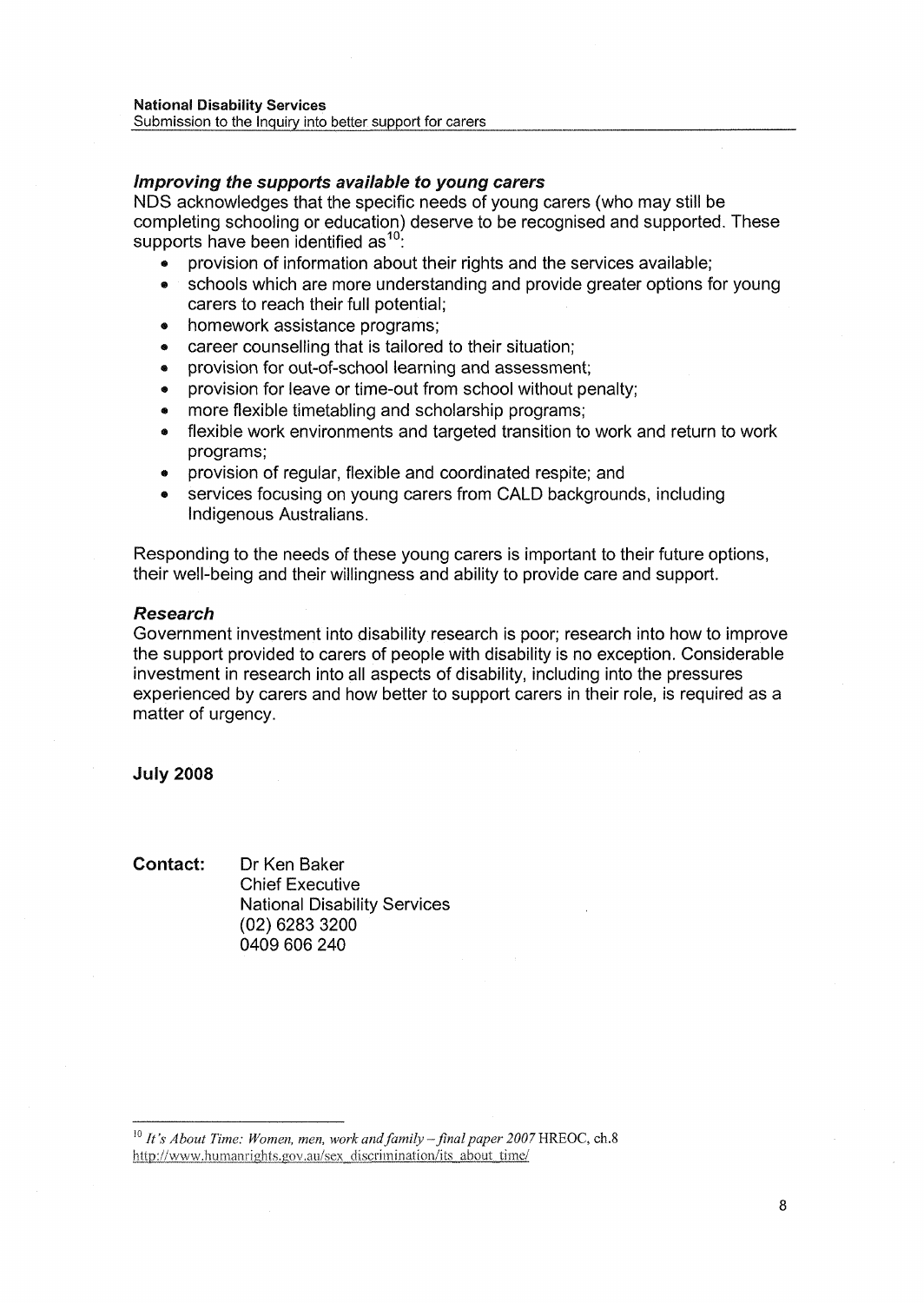### *Improving the supports available to young carers*

NDS acknowledges that the specific needs of young carers (who may still be completing schooling or education) deserve to be recognised and supported. These supports have been identified as[10]:

- provision of information about their rights and the services available;
- schools which are more understanding and provide greater options for young carers to reach their full potential;
- homework assistance programs;
- career counselling that is tailored to their situation;
- provision for out-of-school learning and assessment;
- provision for leave or time-out from school without penalty;
- more flexible timetabling and scholarship programs;
- flexible work environments and targeted transition to work and return to work programs;
- provision of regular, flexible and coordinated respite; and
- services focusing on young carers from CALD backgrounds, including Indigenous Australians.

Responding to the needs of these young carers is important to their future options, their well-being and their willingness and ability to provide care and support.

### *Research*

Government investment into disability research is poor; research into how to improve the support provided to carers of people with disability is no exception. Considerable investment in research into all aspects of disability, including into the pressures experienced by carers and how better to support carers in their role, is required as a matter of urgency.

**July 2008**

**Contact:** Dr Ken Baker
Chief Executive
National Disability Services
(02) 6283 3200
0409 606 240

---

[10] *It's About Time: Women, men, work and family – final paper 2007* HREOC, ch.8 http://www.humanrights.gov.au/sex_discrimination/its_about_time/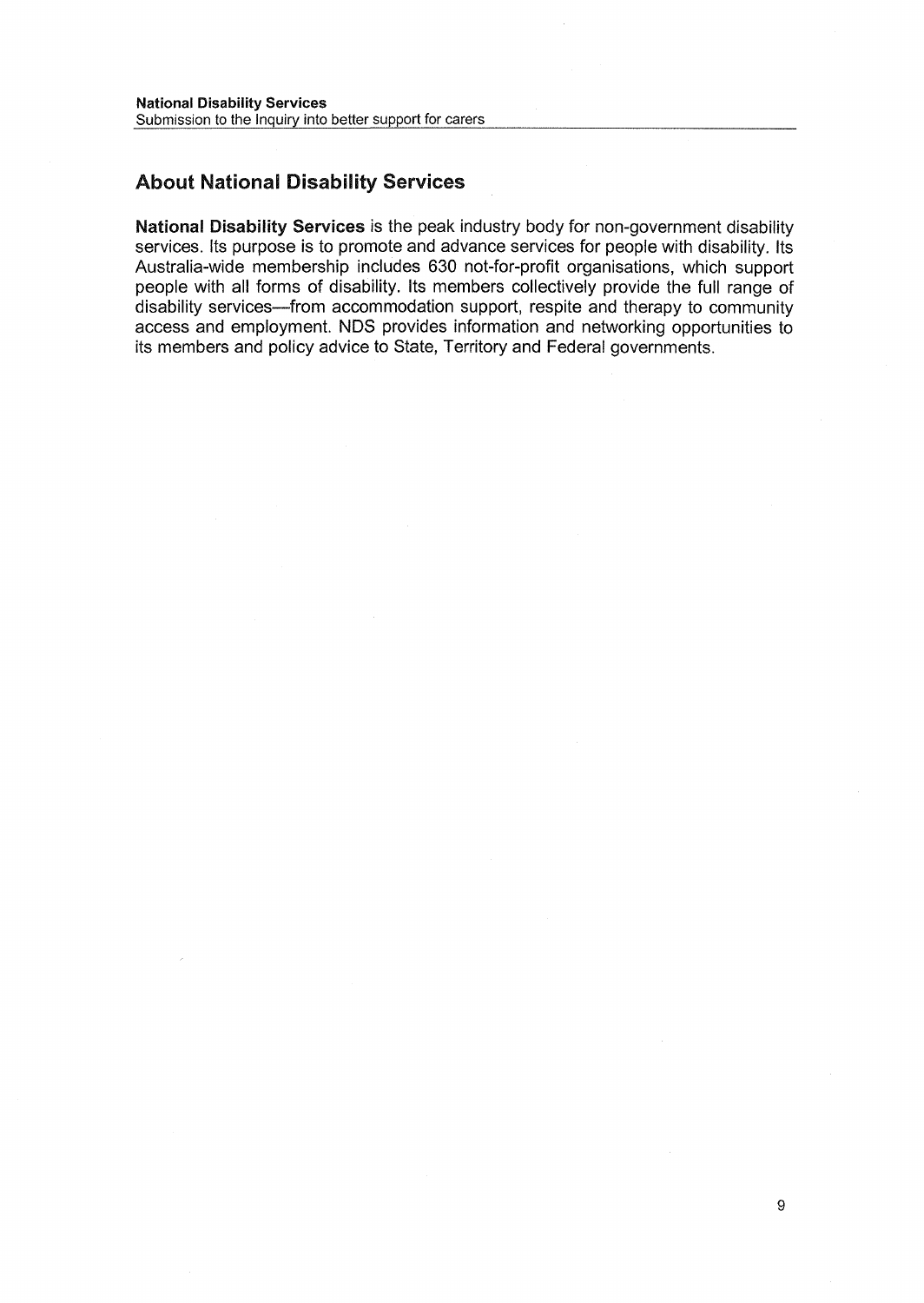## About National Disability Services

**National Disability Services** is the peak industry body for non-government disability services. Its purpose is to promote and advance services for people with disability. Its Australia-wide membership includes 630 not-for-profit organisations, which support people with all forms of disability. Its members collectively provide the full range of disability services—from accommodation support, respite and therapy to community access and employment. NDS provides information and networking opportunities to its members and policy advice to State, Territory and Federal governments.